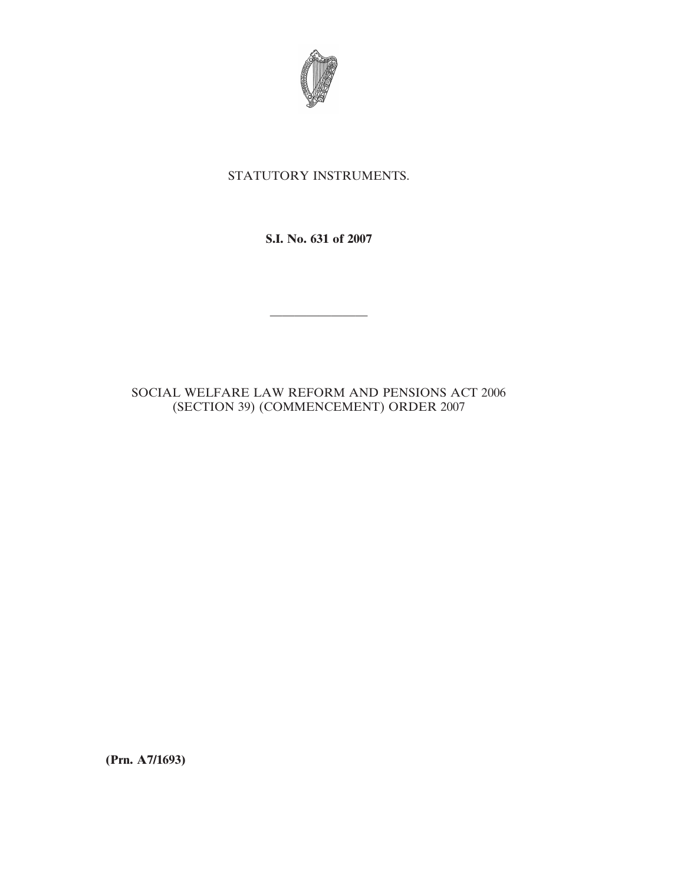STATUTORY INSTRUMENTS.

**S.I. No. 631 of 2007**

---

SOCIAL WELFARE LAW REFORM AND PENSIONS ACT 2006 (SECTION 39) (COMMENCEMENT) ORDER 2007

**(Prn. A7/1693)**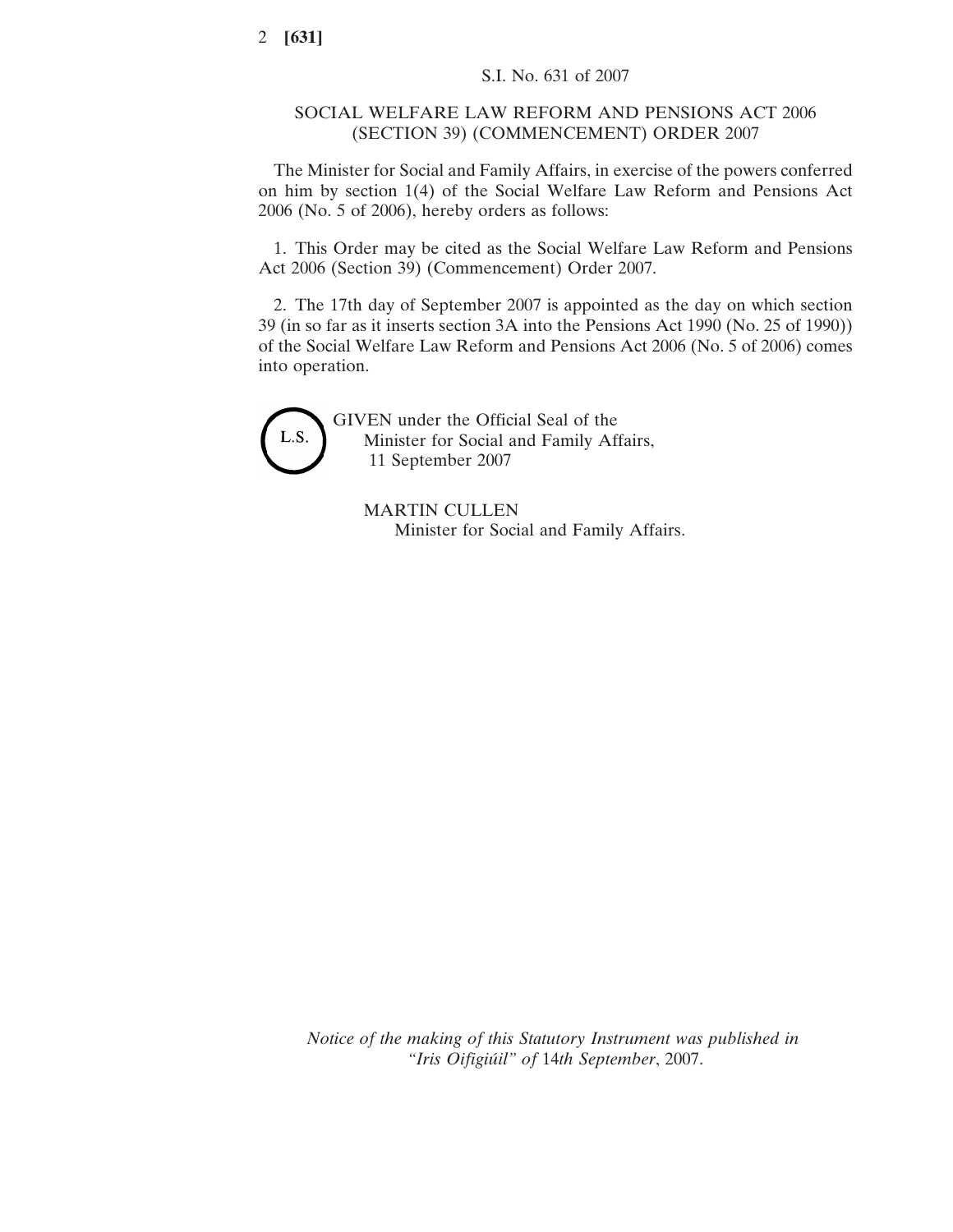S.I. No. 631 of 2007

# SOCIAL WELFARE LAW REFORM AND PENSIONS ACT 2006 (SECTION 39) (COMMENCEMENT) ORDER 2007

The Minister for Social and Family Affairs, in exercise of the powers conferred on him by section 1(4) of the Social Welfare Law Reform and Pensions Act 2006 (No. 5 of 2006), hereby orders as follows:

1. This Order may be cited as the Social Welfare Law Reform and Pensions Act 2006 (Section 39) (Commencement) Order 2007.

2. The 17th day of September 2007 is appointed as the day on which section 39 (in so far as it inserts section 3A into the Pensions Act 1990 (No. 25 of 1990)) of the Social Welfare Law Reform and Pensions Act 2006 (No. 5 of 2006) comes into operation.

L.S.

GIVEN under the Official Seal of the Minister for Social and Family Affairs, 11 September 2007

MARTIN CULLEN
Minister for Social and Family Affairs.

*Notice of the making of this Statutory Instrument was published in "Iris Oifigiúil" of 14th September, 2007.*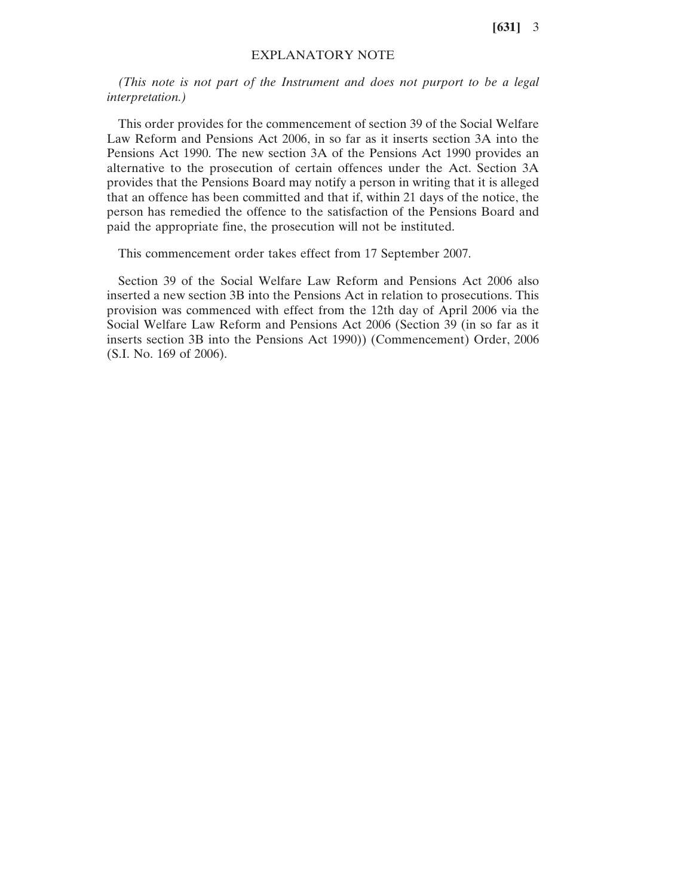## EXPLANATORY NOTE

*(This note is not part of the Instrument and does not purport to be a legal interpretation.)*

This order provides for the commencement of section 39 of the Social Welfare Law Reform and Pensions Act 2006, in so far as it inserts section 3A into the Pensions Act 1990. The new section 3A of the Pensions Act 1990 provides an alternative to the prosecution of certain offences under the Act. Section 3A provides that the Pensions Board may notify a person in writing that it is alleged that an offence has been committed and that if, within 21 days of the notice, the person has remedied the offence to the satisfaction of the Pensions Board and paid the appropriate fine, the prosecution will not be instituted.

This commencement order takes effect from 17 September 2007.

Section 39 of the Social Welfare Law Reform and Pensions Act 2006 also inserted a new section 3B into the Pensions Act in relation to prosecutions. This provision was commenced with effect from the 12th day of April 2006 via the Social Welfare Law Reform and Pensions Act 2006 (Section 39 (in so far as it inserts section 3B into the Pensions Act 1990)) (Commencement) Order, 2006 (S.I. No. 169 of 2006).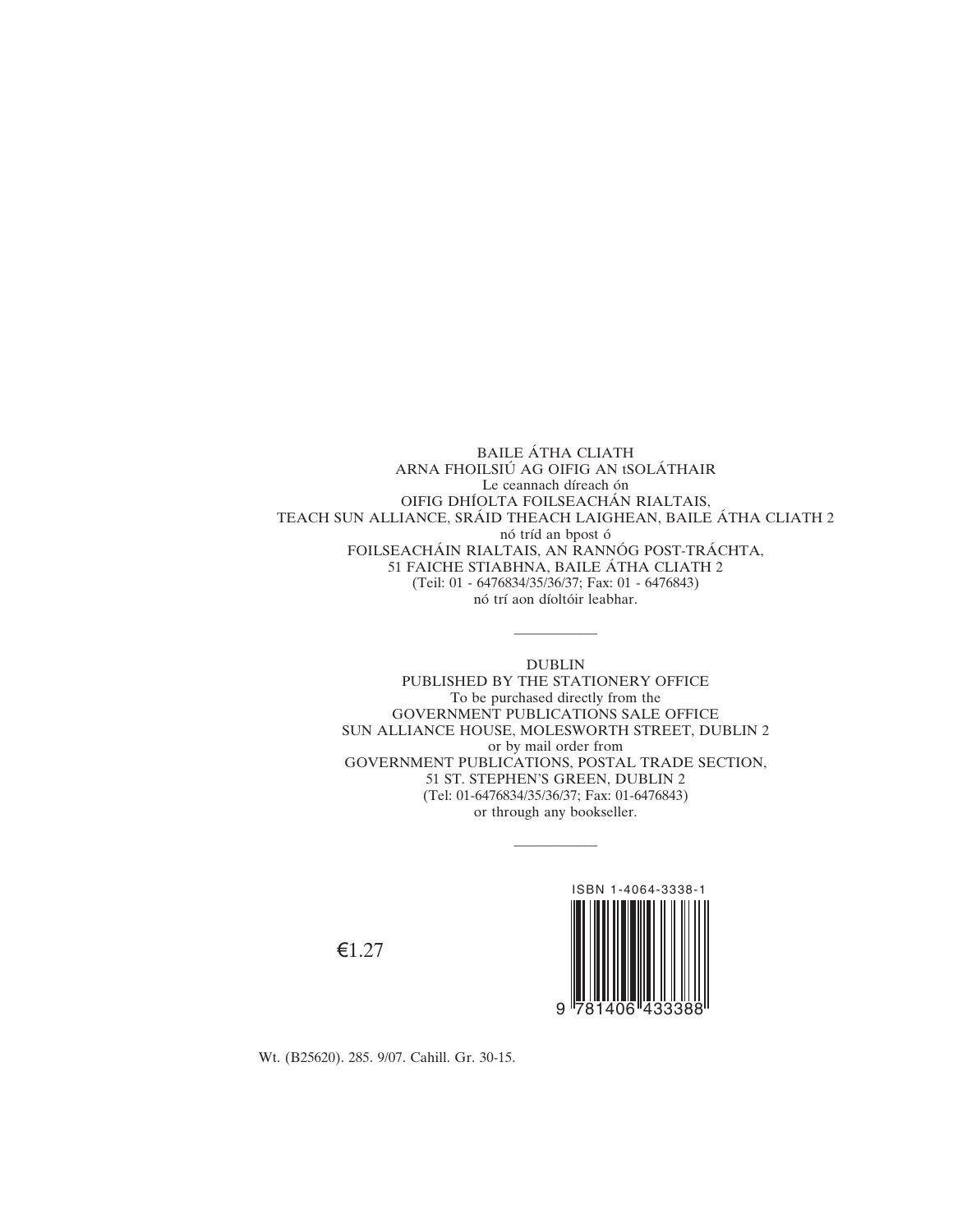BAILE ÁTHA CLIATH
ARNA FHOILSIÚ AG OIFIG AN tSOLÁTHAIR
Le ceannach díreach ón
OIFIG DHÍOLTA FOILSEACHÁN RIALTAIS,
TEACH SUN ALLIANCE, SRÁID THEACH LAIGHEAN, BAILE ÁTHA CLIATH 2
nó tríd an bpost ó
FOILSEACHÁIN RIALTAIS, AN RANNÓG POST-TRÁCHTA,
51 FAICHE STIABHNA, BAILE ÁTHA CLIATH 2
(Teil: 01 - 6476834/35/36/37; Fax: 01 - 6476843)
nó trí aon díoltóir leabhar.

---

DUBLIN
PUBLISHED BY THE STATIONERY OFFICE
To be purchased directly from the
GOVERNMENT PUBLICATIONS SALE OFFICE
SUN ALLIANCE HOUSE, MOLESWORTH STREET, DUBLIN 2
or by mail order from
GOVERNMENT PUBLICATIONS, POSTAL TRADE SECTION,
51 ST. STEPHEN'S GREEN, DUBLIN 2
(Tel: 01-6476834/35/36/37; Fax: 01-6476843)
or through any bookseller.

---

ISBN 1-4064-3338-1

9 781406 433388

€1.27

Wt. (B25620). 285. 9/07. Cahill. Gr. 30-15.